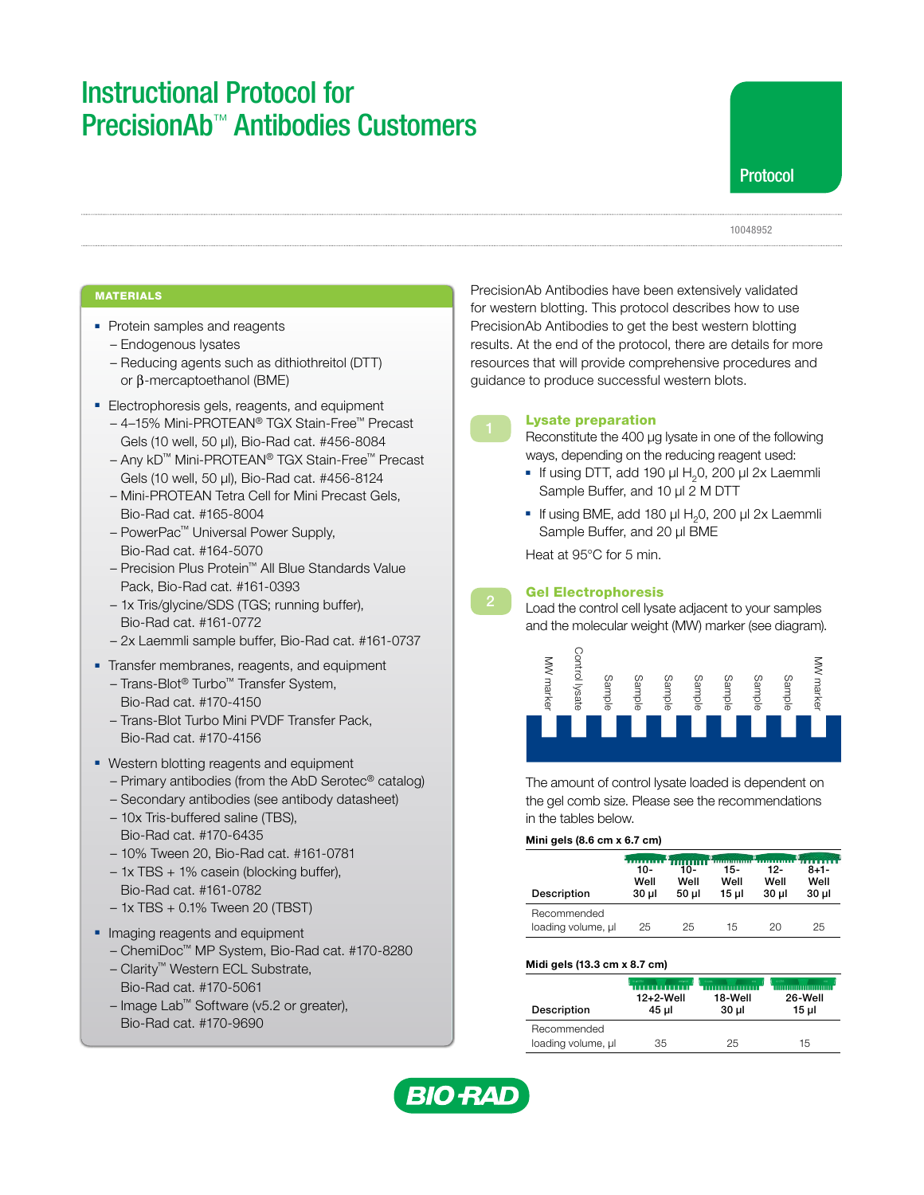# Instructional Protocol for PrecisionAb™ Antibodies Customers

Protocol

10048952

## MATERIALS

- Protein samples and reagents
  - Endogenous lysates
  - Reducing agents such as dithiothreitol (DTT) or β-mercaptoethanol (BME)
- Electrophoresis gels, reagents, and equipment
  - 4–15% Mini-PROTEAN® TGX Stain-Free™ Precast Gels (10 well, 50 µl), Bio-Rad cat. #456-8084
  - Any kD™ Mini-PROTEAN® TGX Stain-Free™ Precast Gels (10 well, 50 µl), Bio-Rad cat. #456-8124
  - Mini-PROTEAN Tetra Cell for Mini Precast Gels, Bio-Rad cat. #165-8004
  - PowerPac™ Universal Power Supply, Bio-Rad cat. #164-5070
  - Precision Plus Protein™ All Blue Standards Value Pack, Bio-Rad cat. #161-0393
  - 1x Tris/glycine/SDS (TGS; running buffer), Bio-Rad cat. #161-0772
  - 2x Laemmli sample buffer, Bio-Rad cat. #161-0737
- Transfer membranes, reagents, and equipment
  - Trans-Blot® Turbo™ Transfer System, Bio-Rad cat. #170-4150
  - Trans-Blot Turbo Mini PVDF Transfer Pack, Bio-Rad cat. #170-4156
- Western blotting reagents and equipment
  - Primary antibodies (from the AbD Serotec® catalog)
  - Secondary antibodies (see antibody datasheet)
  - 10x Tris-buffered saline (TBS), Bio-Rad cat. #170-6435
  - 10% Tween 20, Bio-Rad cat. #161-0781
  - 1x TBS + 1% casein (blocking buffer), Bio-Rad cat. #161-0782
  - 1x TBS + 0.1% Tween 20 (TBST)
- Imaging reagents and equipment
  - ChemiDoc™ MP System, Bio-Rad cat. #170-8280
  - Clarity™ Western ECL Substrate, Bio-Rad cat. #170-5061
  - Image Lab™ Software (v5.2 or greater), Bio-Rad cat. #170-9690

PrecisionAb Antibodies have been extensively validated for western blotting. This protocol describes how to use PrecisionAb Antibodies to get the best western blotting results. At the end of the protocol, there are details for more resources that will provide comprehensive procedures and guidance to produce successful western blots.

## 1 Lysate preparation

Reconstitute the 400 µg lysate in one of the following ways, depending on the reducing reagent used:

- If using DTT, add 190 µl $H_2O$, 200 µl 2x Laemmli Sample Buffer, and 10 µl 2 M DTT
- If using BME, add 180 µl $H_2O$, 200 µl 2x Laemmli Sample Buffer, and 20 µl BME

Heat at 95°C for 5 min.

## 2 Gel Electrophoresis

Load the control cell lysate adjacent to your samples and the molecular weight (MW) marker (see diagram).

MW marker | Control lysate | Sample | Sample | Sample | Sample | Sample | Sample | Sample | MW marker

The amount of control lysate loaded is dependent on the gel comb size. Please see the recommendations in the tables below.

**Mini gels (8.6 cm x 6.7 cm)**

| Description | 10-Well 30 µl | 10-Well 50 µl | 15-Well 15 µl | 12-Well 30 µl | 8+1-Well 30 µl |
|---|---|---|---|---|---|
| Recommended loading volume, µl | 25 | 25 | 15 | 20 | 25 |

**Midi gels (13.3 cm x 8.7 cm)**

| Description | 12+2-Well 45 µl | 18-Well 30 µl | 26-Well 15 µl |
|---|---|---|---|
| Recommended loading volume, µl | 35 | 25 | 15 |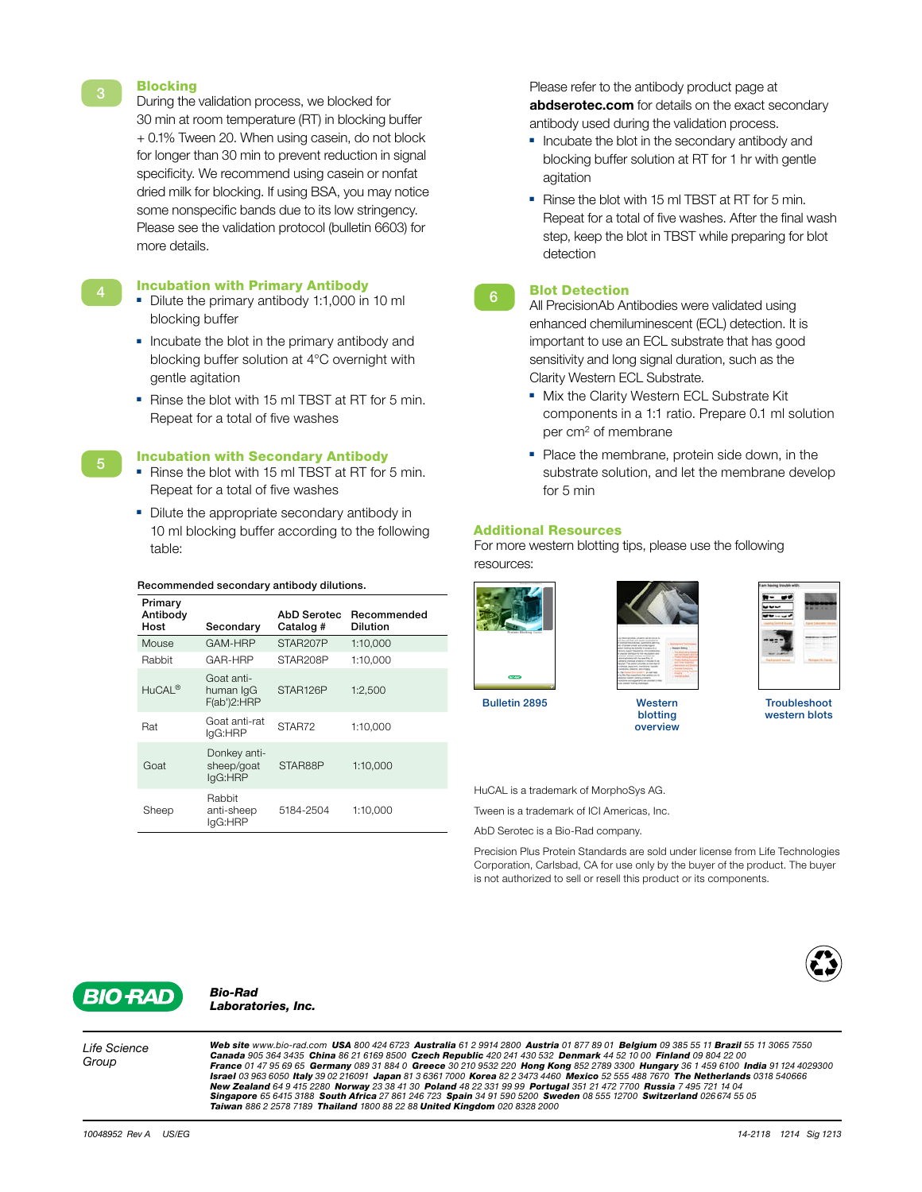## 3 Blocking

During the validation process, we blocked for 30 min at room temperature (RT) in blocking buffer + 0.1% Tween 20. When using casein, do not block for longer than 30 min to prevent reduction in signal specificity. We recommend using casein or nonfat dried milk for blocking. If using BSA, you may notice some nonspecific bands due to its low stringency. Please see the validation protocol (bulletin 6603) for more details.

## 4 Incubation with Primary Antibody

- Dilute the primary antibody 1:1,000 in 10 ml blocking buffer
- Incubate the blot in the primary antibody and blocking buffer solution at 4°C overnight with gentle agitation
- Rinse the blot with 15 ml TBST at RT for 5 min. Repeat for a total of five washes

## 5 Incubation with Secondary Antibody

- Rinse the blot with 15 ml TBST at RT for 5 min. Repeat for a total of five washes
- Dilute the appropriate secondary antibody in 10 ml blocking buffer according to the following table:

**Recommended secondary antibody dilutions.**

| Primary Antibody Host | Secondary | AbD Serotec Catalog # | Recommended Dilution |
|---|---|---|---|
| Mouse | GAM-HRP | STAR207P | 1:10,000 |
| Rabbit | GAR-HRP | STAR208P | 1:10,000 |
| HuCAL® | Goat anti-human IgG F(ab')2:HRP | STAR126P | 1:2,500 |
| Rat | Goat anti-rat IgG:HRP | STAR72 | 1:10,000 |
| Goat | Donkey anti-sheep/goat IgG:HRP | STAR88P | 1:10,000 |
| Sheep | Rabbit anti-sheep IgG:HRP | 5184-2504 | 1:10,000 |

Please refer to the antibody product page at **abdserotec.com** for details on the exact secondary antibody used during the validation process.

- Incubate the blot in the secondary antibody and blocking buffer solution at RT for 1 hr with gentle agitation
- Rinse the blot with 15 ml TBST at RT for 5 min. Repeat for a total of five washes. After the final wash step, keep the blot in TBST while preparing for blot detection

## 6 Blot Detection

All PrecisionAb Antibodies were validated using enhanced chemiluminescent (ECL) detection. It is important to use an ECL substrate that has good sensitivity and long signal duration, such as the Clarity Western ECL Substrate.

- Mix the Clarity Western ECL Substrate Kit components in a 1:1 ratio. Prepare 0.1 ml solution per cm$^2$ of membrane
- Place the membrane, protein side down, in the substrate solution, and let the membrane develop for 5 min

## Additional Resources

For more western blotting tips, please use the following resources:

Bulletin 2895

Western blotting overview

Troubleshoot western blots

HuCAL is a trademark of MorphoSys AG.

Tween is a trademark of ICI Americas, Inc.

AbD Serotec is a Bio-Rad company.

Precision Plus Protein Standards are sold under license from Life Technologies Corporation, Carlsbad, CA for use only by the buyer of the product. The buyer is not authorized to sell or resell this product or its components.

***Bio-Rad Laboratories, Inc.***

*Life Science Group*

***Web site*** *www.bio-rad.com* ***USA*** *800 424 6723* ***Australia*** *61 2 9914 2800* ***Austria*** *01 877 89 01* ***Belgium*** *09 385 55 11* ***Brazil*** *55 11 3065 7550* ***Canada*** *905 364 3435* ***China*** *86 21 6169 8500* ***Czech Republic*** *420 241 430 532* ***Denmark*** *44 52 10 00* ***Finland*** *09 804 22 00* ***France*** *01 47 95 69 65* ***Germany*** *089 31 884 0* ***Greece*** *30 210 9532 220* ***Hong Kong*** *852 2789 3300* ***Hungary*** *36 1 459 6100* ***India*** *91 124 4029300* ***Israel*** *03 963 6050* ***Italy*** *39 02 216091* ***Japan*** *81 3 6361 7000* ***Korea*** *82 2 3473 4460* ***Mexico*** *52 555 488 7670* ***The Netherlands*** *0318 540666* ***New Zealand*** *64 9 415 2280* ***Norway*** *23 38 41 30* ***Poland*** *48 22 331 99 99* ***Portugal*** *351 21 472 7700* ***Russia*** *7 495 721 14 04* ***Singapore*** *65 6415 3188* ***South Africa*** *27 861 246 723* ***Spain*** *34 91 590 5200* ***Sweden*** *08 555 12700* ***Switzerland*** *026 674 55 05* ***Taiwan*** *886 2 2578 7189* ***Thailand*** *1800 88 22 88* ***United Kingdom*** *020 8328 2000*

*10048952 Rev A US/EG*

*14-2118 1214 Sig 1213*